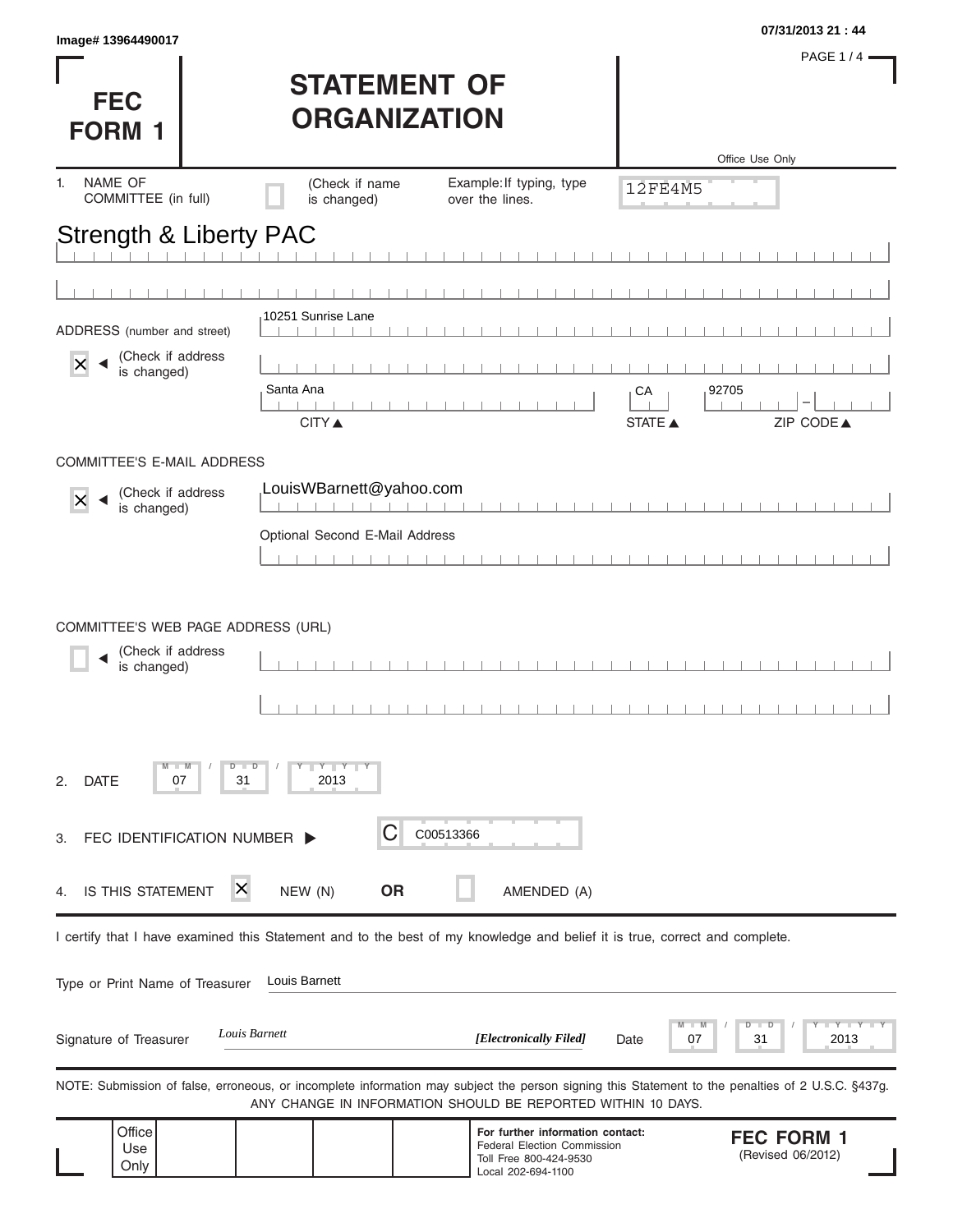Image# 13964490017

07/31/2013 21 : 44

# FEC FORM 1

# STATEMENT OF ORGANIZATION

Office Use Only

12FE4M5

1. NAME OF COMMITTEE (in full) ☐ (Check if name is changed) Example: If typing, type over the lines.

Strength & Liberty PAC

ADDRESS (number and street): 10251 Sunrise Lane

☒ (Check if address is changed)

Santa Ana | CA | 92705

CITY ▲ STATE ▲ ZIP CODE ▲

COMMITTEE'S E-MAIL ADDRESS

☒ (Check if address is changed)

LouisWBarnett@yahoo.com

Optional Second E-Mail Address

COMMITTEE'S WEB PAGE ADDRESS (URL)

☐ (Check if address is changed)

2. DATE 07 / 31 / 2013

3. FEC IDENTIFICATION NUMBER ▶ C C00513366

4. IS THIS STATEMENT ☒ NEW (N) **OR** ☐ AMENDED (A)

I certify that I have examined this Statement and to the best of my knowledge and belief it is true, correct and complete.

Type or Print Name of Treasurer: Louis Barnett

Signature of Treasurer: *Louis Barnett* ***[Electronically Filed]*** Date 07 / 31 / 2013

NOTE: Submission of false, erroneous, or incomplete information may subject the person signing this Statement to the penalties of 2 U.S.C. §437g. ANY CHANGE IN INFORMATION SHOULD BE REPORTED WITHIN 10 DAYS.

Office Use Only

**For further information contact:**
Federal Election Commission
Toll Free 800-424-9530
Local 202-694-1100

**FEC FORM 1**
(Revised 06/2012)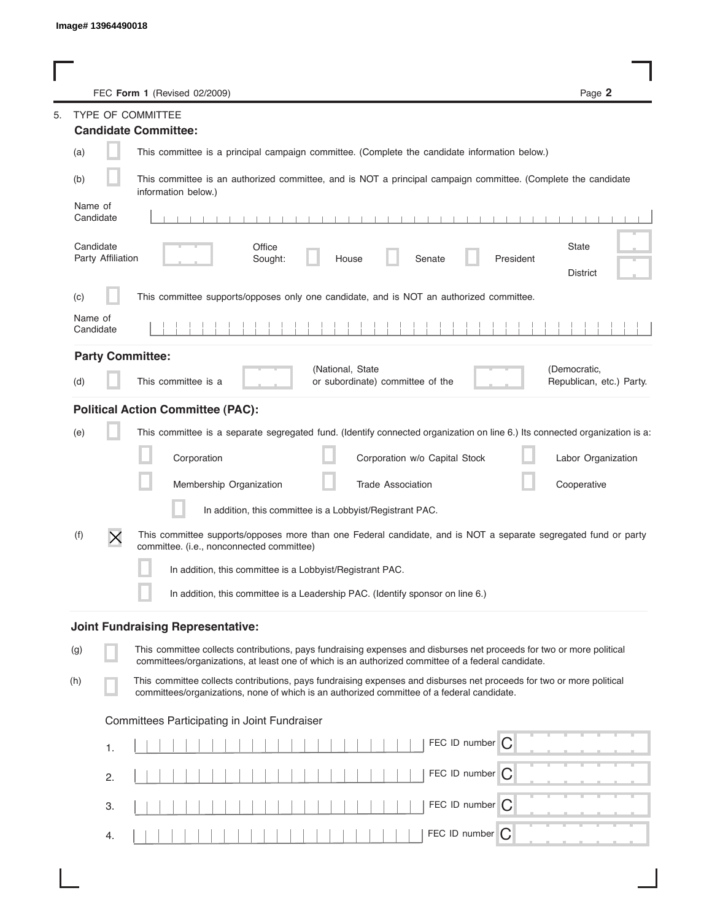FEC **Form 1** (Revised 02/2009)

5. TYPE OF COMMITTEE

**Candidate Committee:**

(a) ☐ This committee is a principal campaign committee. (Complete the candidate information below.)

(b) ☐ This committee is an authorized committee, and is NOT a principal campaign committee. (Complete the candidate information below.)

Name of Candidate

Candidate Party Affiliation

Office Sought: ☐ House ☐ Senate ☐ President

State

District

(c) ☐ This committee supports/opposes only one candidate, and is NOT an authorized committee.

Name of Candidate

**Party Committee:**

(d) ☐ This committee is a (National, State or subordinate) committee of the (Democratic, Republican, etc.) Party.

**Political Action Committee (PAC):**

(e) ☐ This committee is a separate segregated fund. (Identify connected organization on line 6.) Its connected organization is a:

☐ Corporation ☐ Corporation w/o Capital Stock ☐ Labor Organization

☐ Membership Organization ☐ Trade Association ☐ Cooperative

☐ In addition, this committee is a Lobbyist/Registrant PAC.

(f) ☒ This committee supports/opposes more than one Federal candidate, and is NOT a separate segregated fund or party committee. (i.e., nonconnected committee)

☐ In addition, this committee is a Lobbyist/Registrant PAC.

☐ In addition, this committee is a Leadership PAC. (Identify sponsor on line 6.)

**Joint Fundraising Representative:**

(g) ☐ This committee collects contributions, pays fundraising expenses and disburses net proceeds for two or more political committees/organizations, at least one of which is an authorized committee of a federal candidate.

(h) ☐ This committee collects contributions, pays fundraising expenses and disburses net proceeds for two or more political committees/organizations, none of which is an authorized committee of a federal candidate.

Committees Participating in Joint Fundraiser

1. FEC ID number C

2. FEC ID number C

3. FEC ID number C

4. FEC ID number C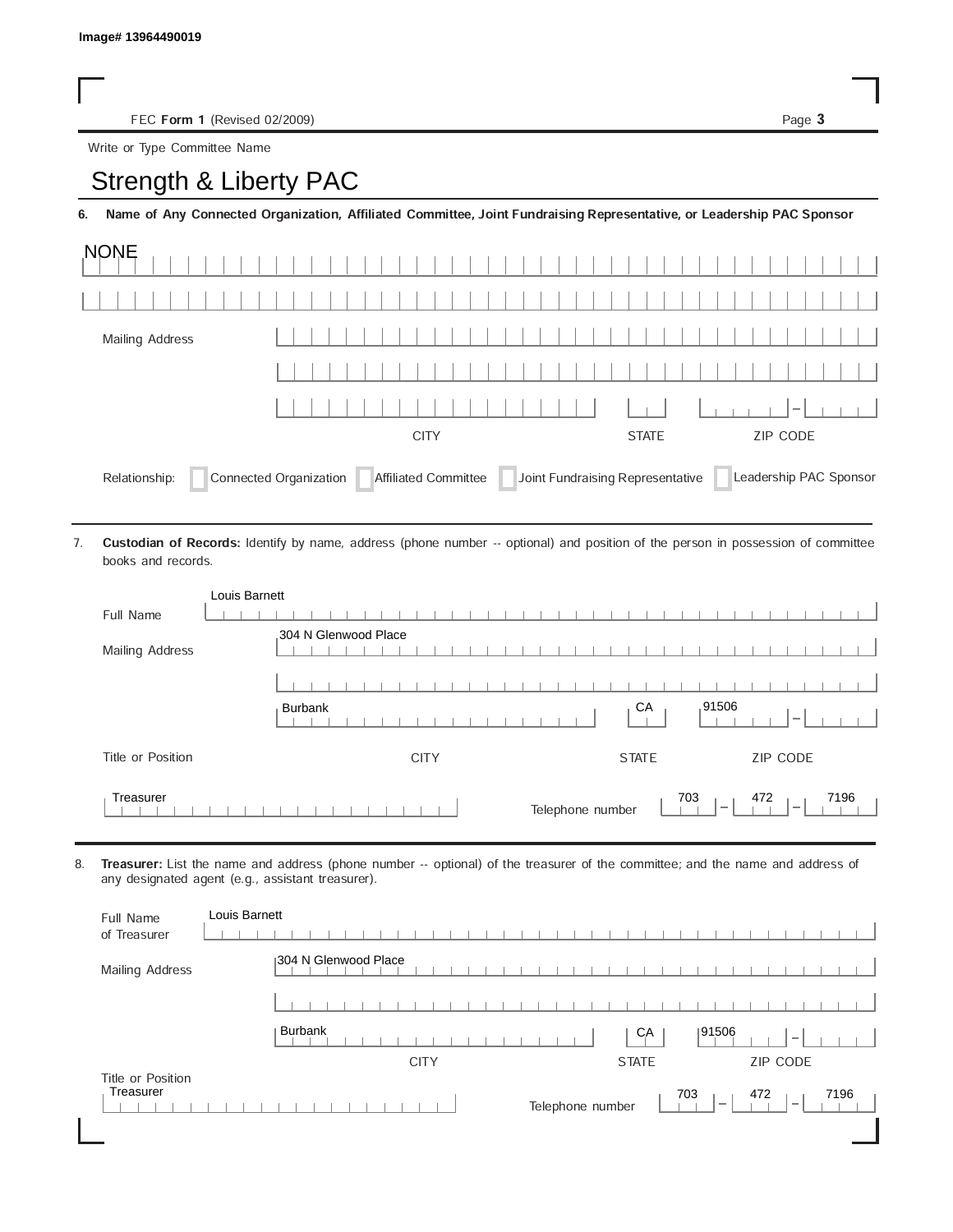Image# 13964490019

FEC **Form 1** (Revised 02/2009)

Write or Type Committee Name

# Strength & Liberty PAC

**6. Name of Any Connected Organization, Affiliated Committee, Joint Fundraising Representative, or Leadership PAC Sponsor**

NONE

Mailing Address

CITY STATE ZIP CODE

Relationship: ☐ Connected Organization ☐ Affiliated Committee ☐ Joint Fundraising Representative ☐ Leadership PAC Sponsor

7. **Custodian of Records:** Identify by name, address (phone number -- optional) and position of the person in possession of committee books and records.

Full Name: Louis Barnett

Mailing Address: 304 N Glenwood Place

Burbank | CA | 91506

CITY STATE ZIP CODE

Title or Position: Treasurer

Telephone number: 703 – 472 – 7196

8. **Treasurer:** List the name and address (phone number -- optional) of the treasurer of the committee; and the name and address of any designated agent (e.g., assistant treasurer).

Full Name of Treasurer: Louis Barnett

Mailing Address: 304 N Glenwood Place

Burbank | CA | 91506

CITY STATE ZIP CODE

Title or Position: Treasurer

Telephone number: 703 – 472 – 7196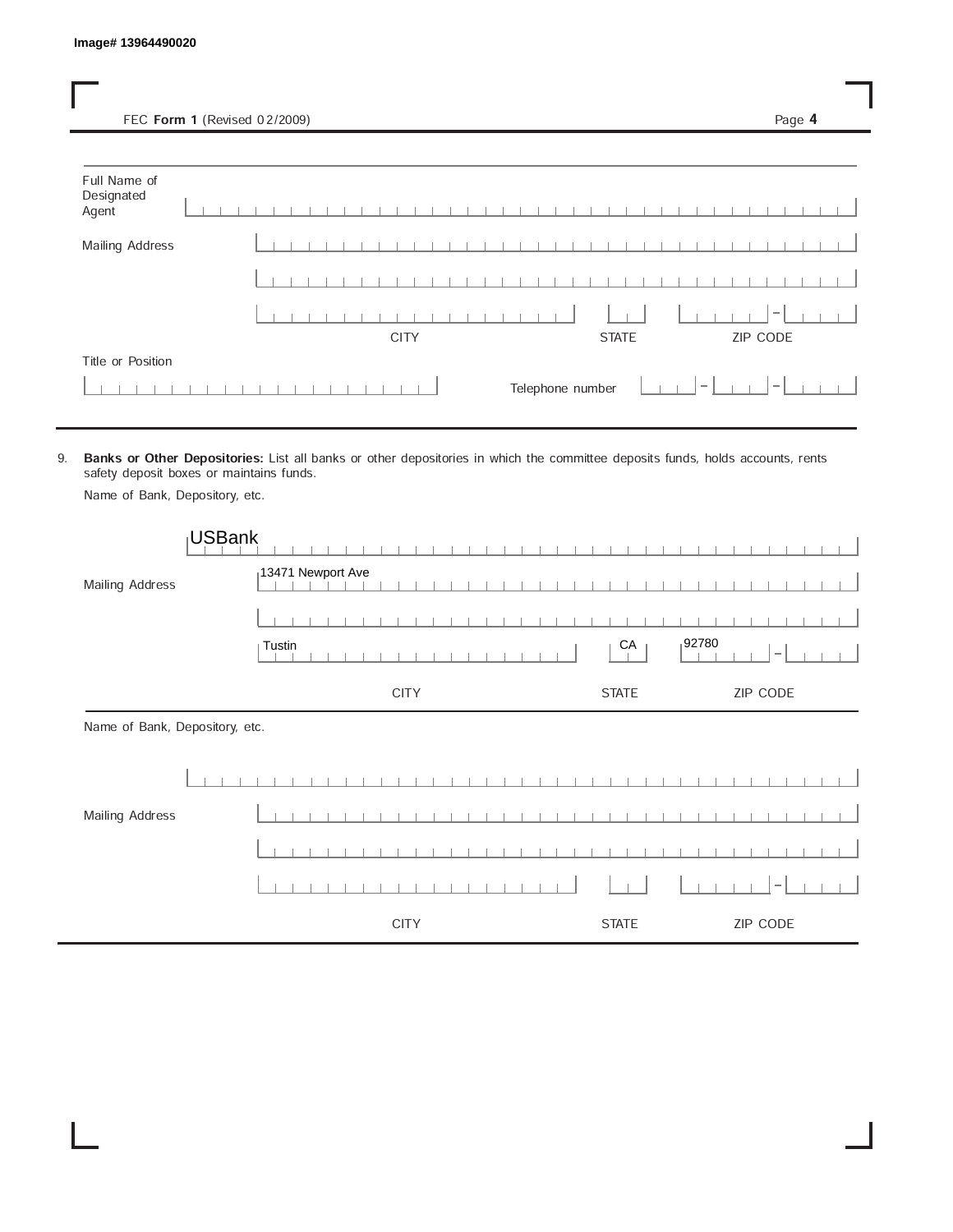Image# 13964490020

FEC **Form 1** (Revised 02/2009)

Full Name of Designated Agent

Mailing Address

CITY STATE ZIP CODE

Title or Position

Telephone number

9. **Banks or Other Depositories:** List all banks or other depositories in which the committee deposits funds, holds accounts, rents safety deposit boxes or maintains funds.

Name of Bank, Depository, etc.

USBank

Mailing Address

13471 Newport Ave

Tustin CA 92780

CITY STATE ZIP CODE

Name of Bank, Depository, etc.

Mailing Address

CITY STATE ZIP CODE